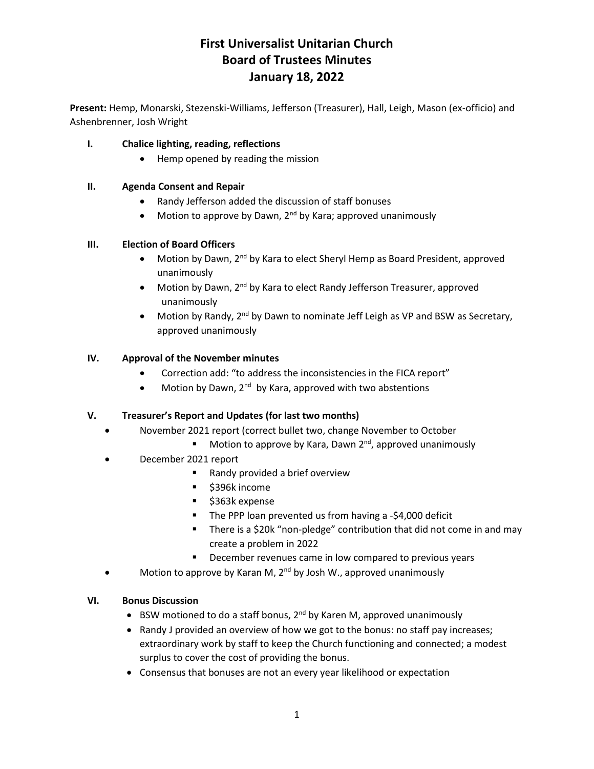# First Universalist Unitarian Church
# Board of Trustees Minutes
# January 18, 2022

**Present:** Hemp, Monarski, Stezenski-Williams, Jefferson (Treasurer), Hall, Leigh, Mason (ex-officio) and Ashenbrenner, Josh Wright

## I. Chalice lighting, reading, reflections

- Hemp opened by reading the mission

## II. Agenda Consent and Repair

- Randy Jefferson added the discussion of staff bonuses
- Motion to approve by Dawn, 2nd by Kara; approved unanimously

## III. Election of Board Officers

- Motion by Dawn, 2nd by Kara to elect Sheryl Hemp as Board President, approved unanimously
- Motion by Dawn, 2nd by Kara to elect Randy Jefferson Treasurer, approved unanimously
- Motion by Randy, 2nd by Dawn to nominate Jeff Leigh as VP and BSW as Secretary, approved unanimously

## IV. Approval of the November minutes

- Correction add: "to address the inconsistencies in the FICA report"
- Motion by Dawn, 2nd by Kara, approved with two abstentions

## V. Treasurer's Report and Updates (for last two months)

- November 2021 report (correct bullet two, change November to October
  - Motion to approve by Kara, Dawn 2nd, approved unanimously
- December 2021 report
  - Randy provided a brief overview
  - $396k income
  - $363k expense
  - The PPP loan prevented us from having a -$4,000 deficit
  - There is a $20k "non-pledge" contribution that did not come in and may create a problem in 2022
  - December revenues came in low compared to previous years
- Motion to approve by Karan M, 2nd by Josh W., approved unanimously

## VI. Bonus Discussion

- BSW motioned to do a staff bonus, 2nd by Karen M, approved unanimously
- Randy J provided an overview of how we got to the bonus: no staff pay increases; extraordinary work by staff to keep the Church functioning and connected; a modest surplus to cover the cost of providing the bonus.
- Consensus that bonuses are not an every year likelihood or expectation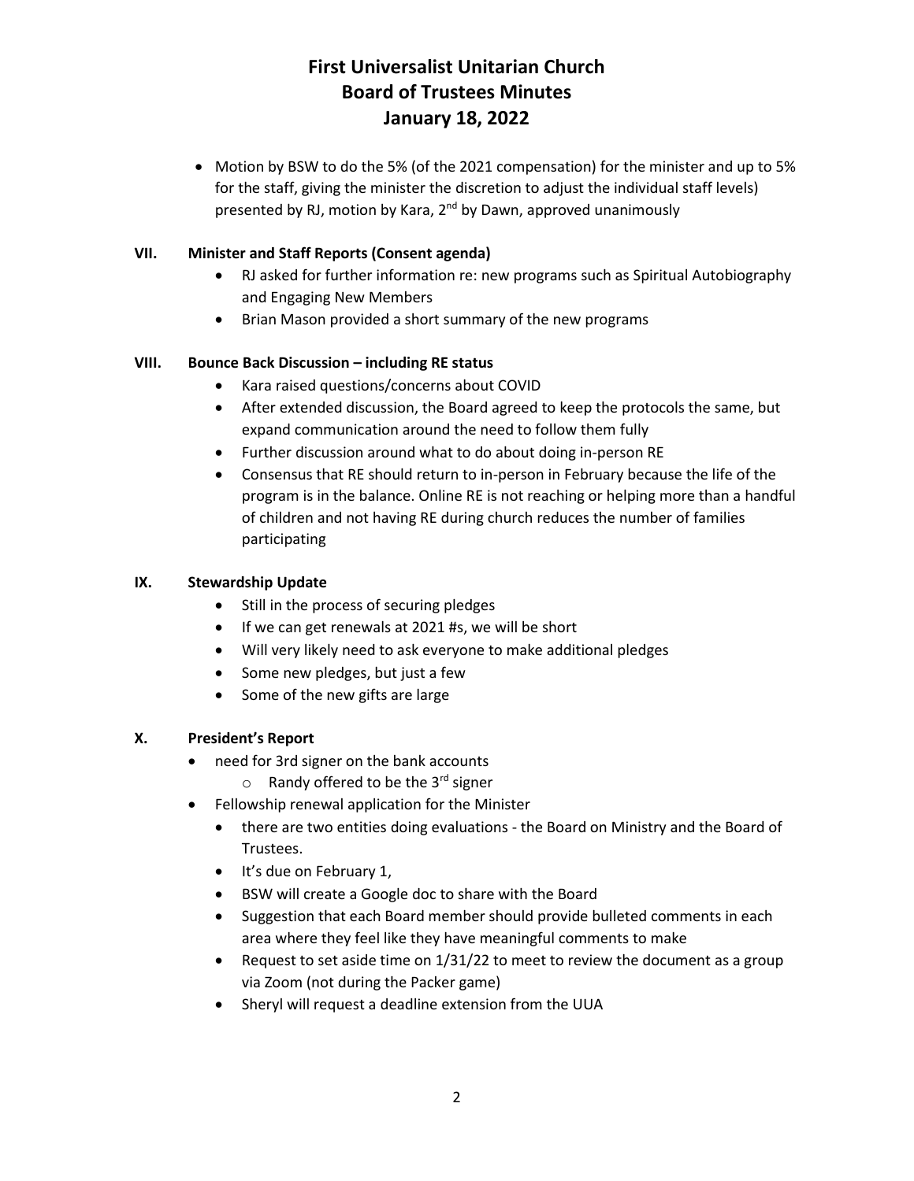# First Universalist Unitarian Church
# Board of Trustees Minutes
# January 18, 2022

- Motion by BSW to do the 5% (of the 2021 compensation) for the minister and up to 5% for the staff, giving the minister the discretion to adjust the individual staff levels) presented by RJ, motion by Kara, 2nd by Dawn, approved unanimously

## VII. Minister and Staff Reports (Consent agenda)

- RJ asked for further information re: new programs such as Spiritual Autobiography and Engaging New Members
- Brian Mason provided a short summary of the new programs

## VIII. Bounce Back Discussion – including RE status

- Kara raised questions/concerns about COVID
- After extended discussion, the Board agreed to keep the protocols the same, but expand communication around the need to follow them fully
- Further discussion around what to do about doing in-person RE
- Consensus that RE should return to in-person in February because the life of the program is in the balance. Online RE is not reaching or helping more than a handful of children and not having RE during church reduces the number of families participating

## IX. Stewardship Update

- Still in the process of securing pledges
- If we can get renewals at 2021 #s, we will be short
- Will very likely need to ask everyone to make additional pledges
- Some new pledges, but just a few
- Some of the new gifts are large

## X. President's Report

- need for 3rd signer on the bank accounts
  - Randy offered to be the 3rd signer
- Fellowship renewal application for the Minister
  - there are two entities doing evaluations - the Board on Ministry and the Board of Trustees.
  - It's due on February 1,
  - BSW will create a Google doc to share with the Board
  - Suggestion that each Board member should provide bulleted comments in each area where they feel like they have meaningful comments to make
  - Request to set aside time on 1/31/22 to meet to review the document as a group via Zoom (not during the Packer game)
  - Sheryl will request a deadline extension from the UUA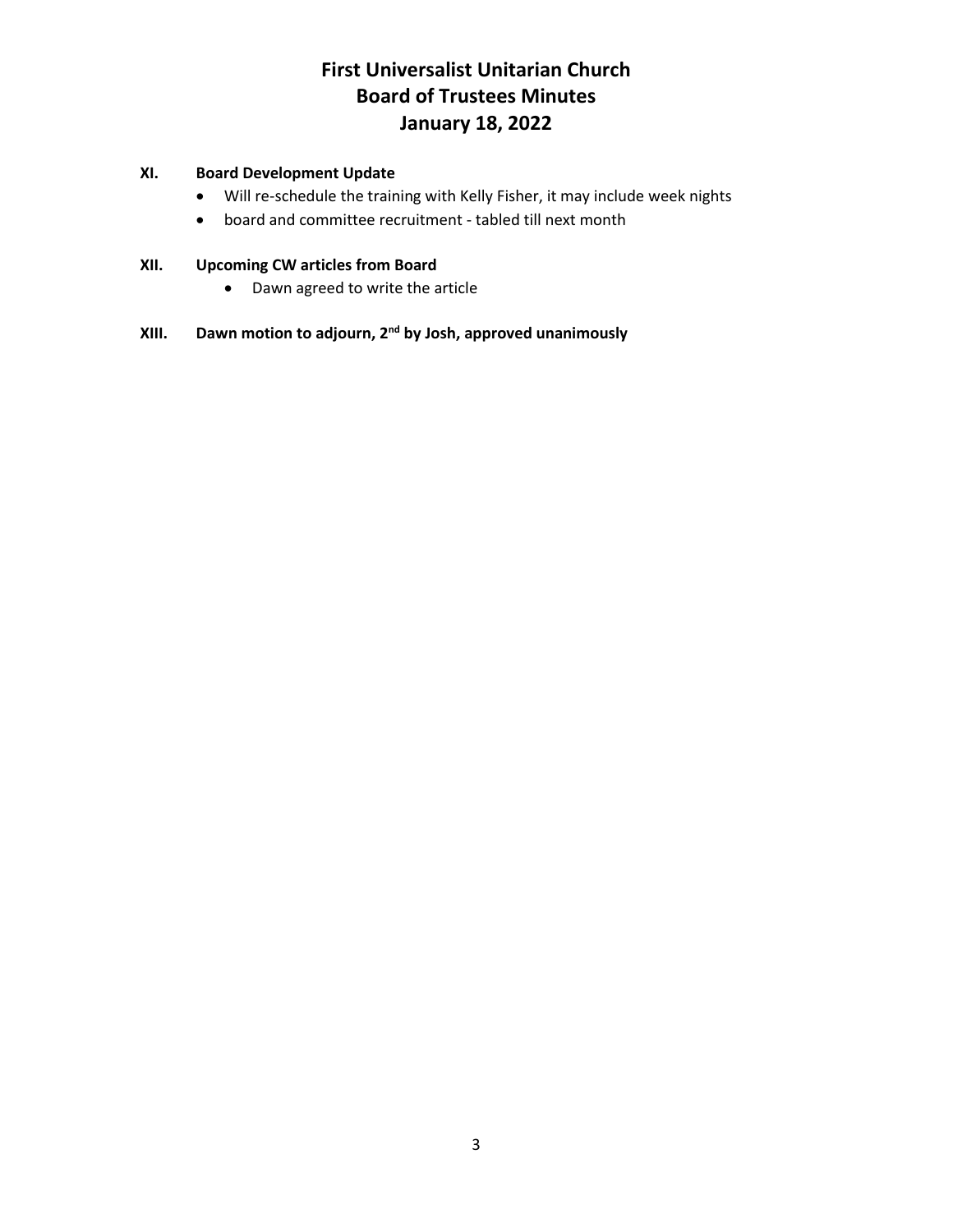# First Universalist Unitarian Church
# Board of Trustees Minutes
# January 18, 2022

**XI. Board Development Update**

- Will re-schedule the training with Kelly Fisher, it may include week nights
- board and committee recruitment - tabled till next month

**XII. Upcoming CW articles from Board**

- Dawn agreed to write the article

**XIII. Dawn motion to adjourn, 2nd by Josh, approved unanimously**